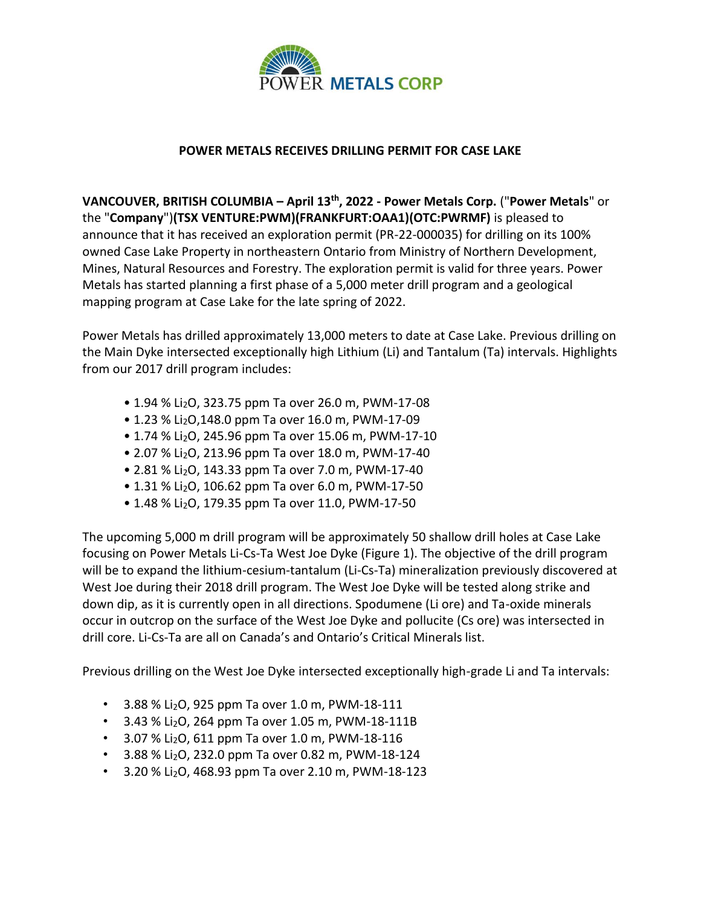POWER METALS CORP

**POWER METALS RECEIVES DRILLING PERMIT FOR CASE LAKE**

**VANCOUVER, BRITISH COLUMBIA – April 13th, 2022 - Power Metals Corp.** ("**Power Metals**" or the "**Company**")**(TSX VENTURE:PWM)(FRANKFURT:OAA1)(OTC:PWRMF)** is pleased to announce that it has received an exploration permit (PR-22-000035) for drilling on its 100% owned Case Lake Property in northeastern Ontario from Ministry of Northern Development, Mines, Natural Resources and Forestry. The exploration permit is valid for three years. Power Metals has started planning a first phase of a 5,000 meter drill program and a geological mapping program at Case Lake for the late spring of 2022.

Power Metals has drilled approximately 13,000 meters to date at Case Lake. Previous drilling on the Main Dyke intersected exceptionally high Lithium (Li) and Tantalum (Ta) intervals. Highlights from our 2017 drill program includes:

- 1.94 % $Li_2O$, 323.75 ppm Ta over 26.0 m, PWM-17-08
- 1.23 % $Li_2O$,148.0 ppm Ta over 16.0 m, PWM-17-09
- 1.74 % $Li_2O$, 245.96 ppm Ta over 15.06 m, PWM-17-10
- 2.07 % $Li_2O$, 213.96 ppm Ta over 18.0 m, PWM-17-40
- 2.81 % $Li_2O$, 143.33 ppm Ta over 7.0 m, PWM-17-40
- 1.31 % $Li_2O$, 106.62 ppm Ta over 6.0 m, PWM-17-50
- 1.48 % $Li_2O$, 179.35 ppm Ta over 11.0, PWM-17-50

The upcoming 5,000 m drill program will be approximately 50 shallow drill holes at Case Lake focusing on Power Metals Li-Cs-Ta West Joe Dyke (Figure 1). The objective of the drill program will be to expand the lithium-cesium-tantalum (Li-Cs-Ta) mineralization previously discovered at West Joe during their 2018 drill program. The West Joe Dyke will be tested along strike and down dip, as it is currently open in all directions. Spodumene (Li ore) and Ta-oxide minerals occur in outcrop on the surface of the West Joe Dyke and pollucite (Cs ore) was intersected in drill core. Li-Cs-Ta are all on Canada's and Ontario's Critical Minerals list.

Previous drilling on the West Joe Dyke intersected exceptionally high-grade Li and Ta intervals:

- 3.88 % $Li_2O$, 925 ppm Ta over 1.0 m, PWM-18-111
- 3.43 % $Li_2O$, 264 ppm Ta over 1.05 m, PWM-18-111B
- 3.07 % $Li_2O$, 611 ppm Ta over 1.0 m, PWM-18-116
- 3.88 % $Li_2O$, 232.0 ppm Ta over 0.82 m, PWM-18-124
- 3.20 % $Li_2O$, 468.93 ppm Ta over 2.10 m, PWM-18-123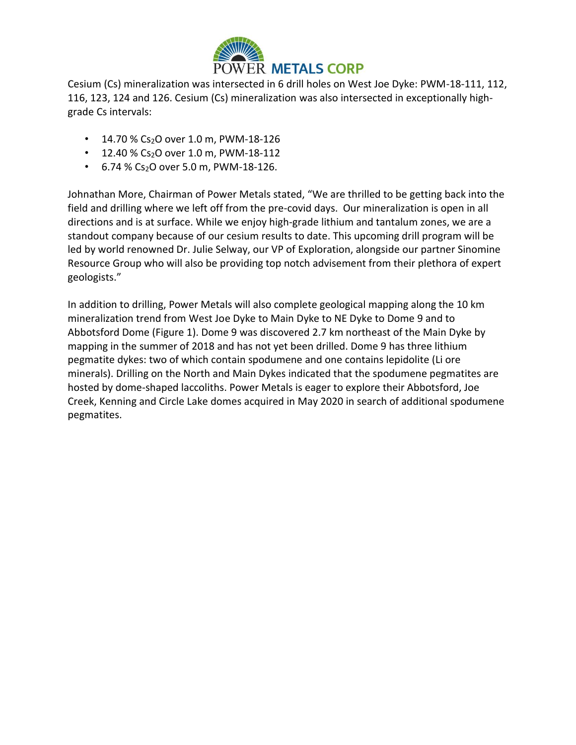Cesium (Cs) mineralization was intersected in 6 drill holes on West Joe Dyke: PWM-18-111, 112, 116, 123, 124 and 126. Cesium (Cs) mineralization was also intersected in exceptionally high-grade Cs intervals:

- 14.70 % $Cs_2O$ over 1.0 m, PWM-18-126
- 12.40 % $Cs_2O$ over 1.0 m, PWM-18-112
- 6.74 % $Cs_2O$ over 5.0 m, PWM-18-126.

Johnathan More, Chairman of Power Metals stated, "We are thrilled to be getting back into the field and drilling where we left off from the pre-covid days. Our mineralization is open in all directions and is at surface. While we enjoy high-grade lithium and tantalum zones, we are a standout company because of our cesium results to date. This upcoming drill program will be led by world renowned Dr. Julie Selway, our VP of Exploration, alongside our partner Sinomine Resource Group who will also be providing top notch advisement from their plethora of expert geologists."

In addition to drilling, Power Metals will also complete geological mapping along the 10 km mineralization trend from West Joe Dyke to Main Dyke to NE Dyke to Dome 9 and to Abbotsford Dome (Figure 1). Dome 9 was discovered 2.7 km northeast of the Main Dyke by mapping in the summer of 2018 and has not yet been drilled. Dome 9 has three lithium pegmatite dykes: two of which contain spodumene and one contains lepidolite (Li ore minerals). Drilling on the North and Main Dykes indicated that the spodumene pegmatites are hosted by dome-shaped laccoliths. Power Metals is eager to explore their Abbotsford, Joe Creek, Kenning and Circle Lake domes acquired in May 2020 in search of additional spodumene pegmatites.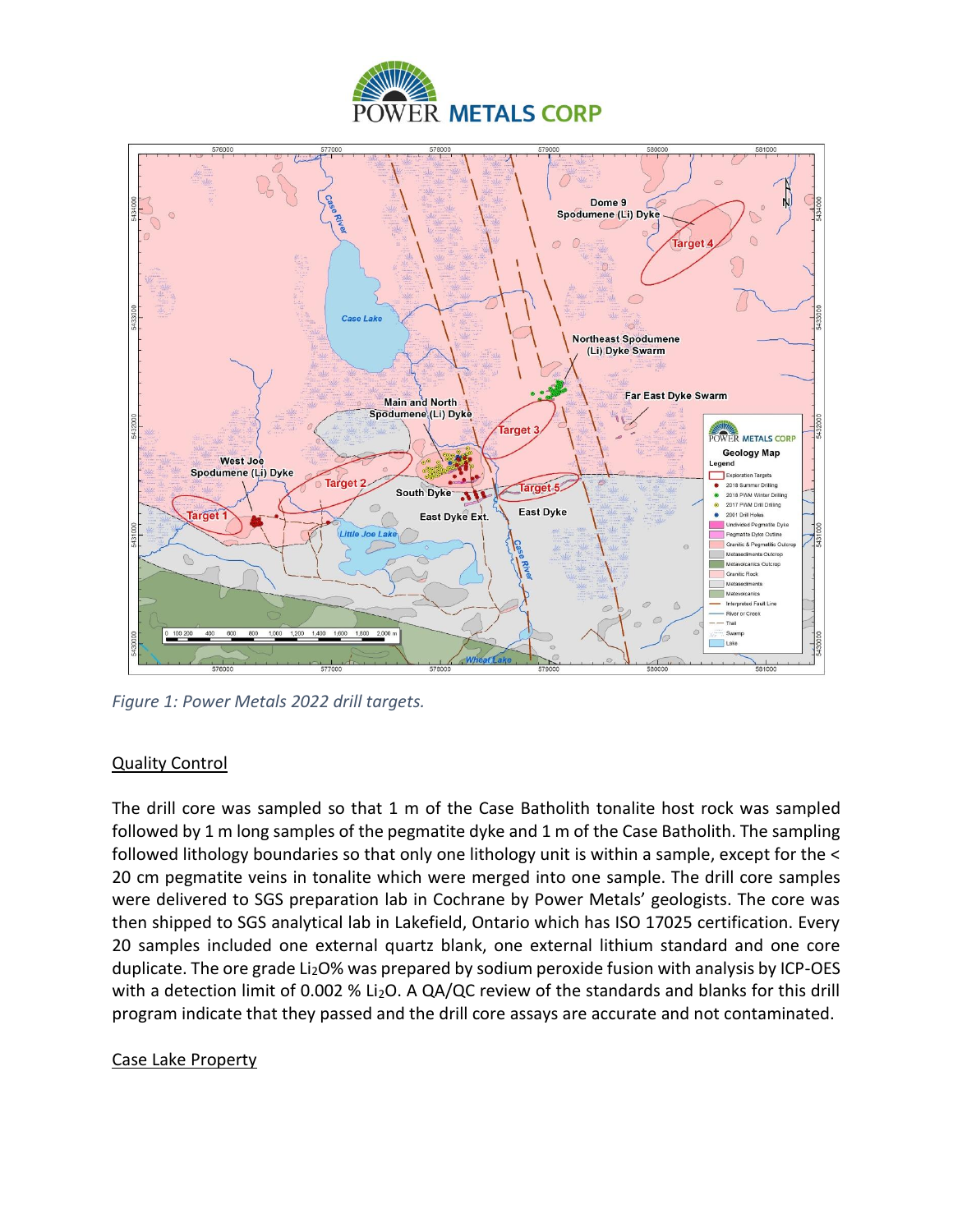*Figure 1: Power Metals 2022 drill targets.*

## Quality Control

The drill core was sampled so that 1 m of the Case Batholith tonalite host rock was sampled followed by 1 m long samples of the pegmatite dyke and 1 m of the Case Batholith. The sampling followed lithology boundaries so that only one lithology unit is within a sample, except for the < 20 cm pegmatite veins in tonalite which were merged into one sample. The drill core samples were delivered to SGS preparation lab in Cochrane by Power Metals' geologists. The core was then shipped to SGS analytical lab in Lakefield, Ontario which has ISO 17025 certification. Every 20 samples included one external quartz blank, one external lithium standard and one core duplicate. The ore grade $Li_2O$% was prepared by sodium peroxide fusion with analysis by ICP-OES with a detection limit of 0.002 % $Li_2O$. A QA/QC review of the standards and blanks for this drill program indicate that they passed and the drill core assays are accurate and not contaminated.

## Case Lake Property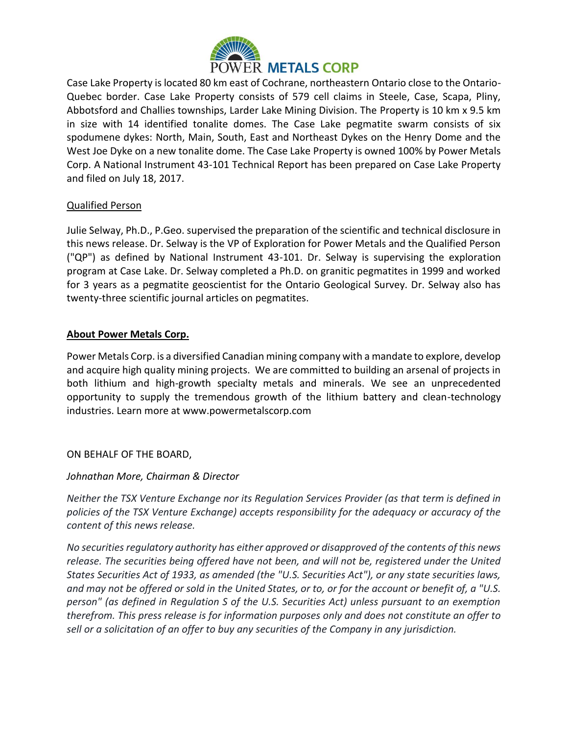Case Lake Property is located 80 km east of Cochrane, northeastern Ontario close to the Ontario-Quebec border. Case Lake Property consists of 579 cell claims in Steele, Case, Scapa, Pliny, Abbotsford and Challies townships, Larder Lake Mining Division. The Property is 10 km x 9.5 km in size with 14 identified tonalite domes. The Case Lake pegmatite swarm consists of six spodumene dykes: North, Main, South, East and Northeast Dykes on the Henry Dome and the West Joe Dyke on a new tonalite dome. The Case Lake Property is owned 100% by Power Metals Corp. A National Instrument 43-101 Technical Report has been prepared on Case Lake Property and filed on July 18, 2017.

## Qualified Person

Julie Selway, Ph.D., P.Geo. supervised the preparation of the scientific and technical disclosure in this news release. Dr. Selway is the VP of Exploration for Power Metals and the Qualified Person ("QP") as defined by National Instrument 43-101. Dr. Selway is supervising the exploration program at Case Lake. Dr. Selway completed a Ph.D. on granitic pegmatites in 1999 and worked for 3 years as a pegmatite geoscientist for the Ontario Geological Survey. Dr. Selway also has twenty-three scientific journal articles on pegmatites.

## **About Power Metals Corp.**

Power Metals Corp. is a diversified Canadian mining company with a mandate to explore, develop and acquire high quality mining projects. We are committed to building an arsenal of projects in both lithium and high-growth specialty metals and minerals. We see an unprecedented opportunity to supply the tremendous growth of the lithium battery and clean-technology industries. Learn more at www.powermetalscorp.com

ON BEHALF OF THE BOARD,

*Johnathan More, Chairman & Director*

*Neither the TSX Venture Exchange nor its Regulation Services Provider (as that term is defined in policies of the TSX Venture Exchange) accepts responsibility for the adequacy or accuracy of the content of this news release.*

*No securities regulatory authority has either approved or disapproved of the contents of this news release. The securities being offered have not been, and will not be, registered under the United States Securities Act of 1933, as amended (the "U.S. Securities Act"), or any state securities laws, and may not be offered or sold in the United States, or to, or for the account or benefit of, a "U.S. person" (as defined in Regulation S of the U.S. Securities Act) unless pursuant to an exemption therefrom. This press release is for information purposes only and does not constitute an offer to sell or a solicitation of an offer to buy any securities of the Company in any jurisdiction.*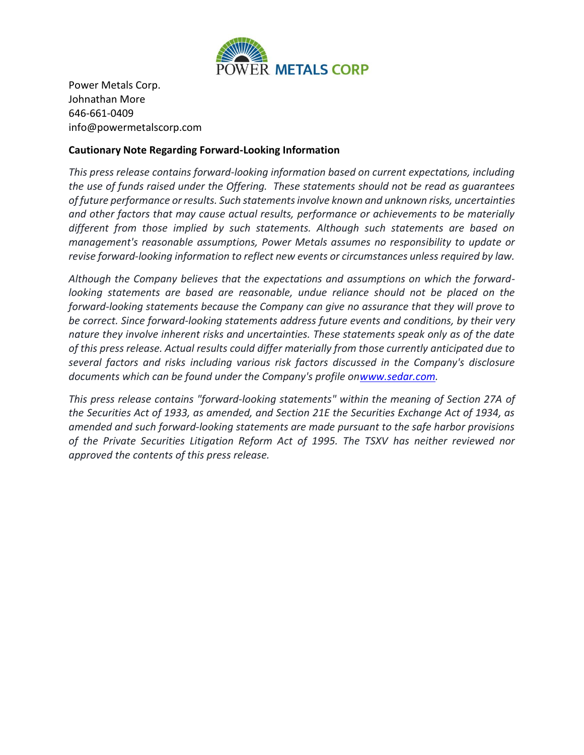Power Metals Corp.
Johnathan More
646-661-0409
info@powermetalscorp.com

**Cautionary Note Regarding Forward-Looking Information**

*This press release contains forward-looking information based on current expectations, including the use of funds raised under the Offering. These statements should not be read as guarantees of future performance or results. Such statements involve known and unknown risks, uncertainties and other factors that may cause actual results, performance or achievements to be materially different from those implied by such statements. Although such statements are based on management's reasonable assumptions, Power Metals assumes no responsibility to update or revise forward-looking information to reflect new events or circumstances unless required by law.*

*Although the Company believes that the expectations and assumptions on which the forward-looking statements are based are reasonable, undue reliance should not be placed on the forward-looking statements because the Company can give no assurance that they will prove to be correct. Since forward-looking statements address future events and conditions, by their very nature they involve inherent risks and uncertainties. These statements speak only as of the date of this press release. Actual results could differ materially from those currently anticipated due to several factors and risks including various risk factors discussed in the Company's disclosure documents which can be found under the Company's profile onwww.sedar.com.*

*This press release contains "forward-looking statements" within the meaning of Section 27A of the Securities Act of 1933, as amended, and Section 21E the Securities Exchange Act of 1934, as amended and such forward-looking statements are made pursuant to the safe harbor provisions of the Private Securities Litigation Reform Act of 1995. The TSXV has neither reviewed nor approved the contents of this press release.*